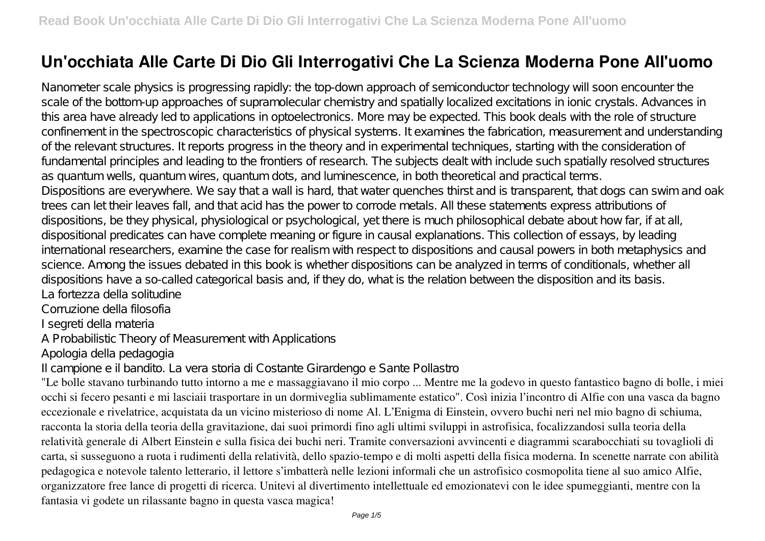# Un'occhiata Alle Carte Di Dio Gli Interrogativi Che La Scienza Moderna Pone All'uomo

Nanometer scale physics is progressing rapidly: the top-down approach of semiconductor technology will soon encounter the scale of the bottom-up approaches of supramolecular chemistry and spatially localized excitations in ionic crystals. Advances in this area have already led to applications in optoelectronics. More may be expected. This book deals with the role of structure confinement in the spectroscopic characteristics of physical systems. It examines the fabrication, measurement and understanding of the relevant structures. It reports progress in the theory and in experimental techniques, starting with the consideration of fundamental principles and leading to the frontiers of research. The subjects dealt with include such spatially resolved structures as quantum wells, quantum wires, quantum dots, and luminescence, in both theoretical and practical terms.

Dispositions are everywhere. We say that a wall is hard, that water quenches thirst and is transparent, that dogs can swim and oak trees can let their leaves fall, and that acid has the power to corrode metals. All these statements express attributions of dispositions, be they physical, physiological or psychological, yet there is much philosophical debate about how far, if at all, dispositional predicates can have complete meaning or figure in causal explanations. This collection of essays, by leading international researchers, examine the case for realism with respect to dispositions and causal powers in both metaphysics and science. Among the issues debated in this book is whether dispositions can be analyzed in terms of conditionals, whether all dispositions have a so-called categorical basis and, if they do, what is the relation between the disposition and its basis.

La fortezza della solitudine

Corruzione della filosofia

I segreti della materia

A Probabilistic Theory of Measurement with Applications

Apologia della pedagogia

Il campione e il bandito. La vera storia di Costante Girardengo e Sante Pollastro

"Le bolle stavano turbinando tutto intorno a me e massaggiavano il mio corpo ... Mentre me la godevo in questo fantastico bagno di bolle, i miei occhi si fecero pesanti e mi lasciaii trasportare in un dormiveglia sublimamente estatico". Così inizia l'incontro di Alfie con una vasca da bagno eccezionale e rivelatrice, acquistata da un vicino misterioso di nome Al. L'Enigma di Einstein, ovvero buchi neri nel mio bagno di schiuma, racconta la storia della teoria della gravitazione, dai suoi primordi fino agli ultimi sviluppi in astrofisica, focalizzandosi sulla teoria della relatività generale di Albert Einstein e sulla fisica dei buchi neri. Tramite conversazioni avvincenti e diagrammi scarabocchiati su tovaglioli di carta, si susseguono a ruota i rudimenti della relatività, dello spazio-tempo e di molti aspetti della fisica moderna. In scenette narrate con abilità pedagogica e notevole talento letterario, il lettore s'imbatterà nelle lezioni informali che un astrofisico cosmopolita tiene al suo amico Alfie, organizzatore free lance di progetti di ricerca. Unitevi al divertimento intellettuale ed emozionatevi con le idee spumeggianti, mentre con la fantasia vi godete un rilassante bagno in questa vasca magica!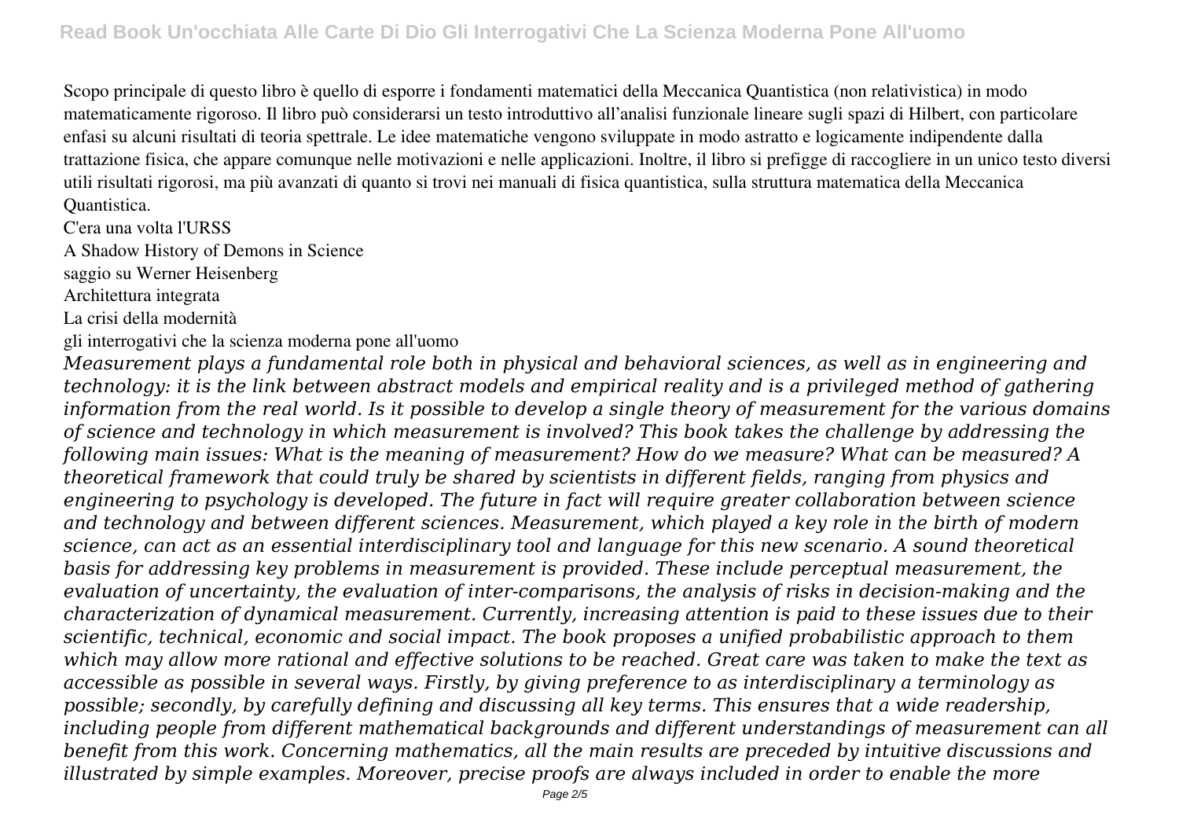Scopo principale di questo libro è quello di esporre i fondamenti matematici della Meccanica Quantistica (non relativistica) in modo matematicamente rigoroso. Il libro può considerarsi un testo introduttivo all'analisi funzionale lineare sugli spazi di Hilbert, con particolare enfasi su alcuni risultati di teoria spettrale. Le idee matematiche vengono sviluppate in modo astratto e logicamente indipendente dalla trattazione fisica, che appare comunque nelle motivazioni e nelle applicazioni. Inoltre, il libro si prefigge di raccogliere in un unico testo diversi utili risultati rigorosi, ma più avanzati di quanto si trovi nei manuali di fisica quantistica, sulla struttura matematica della Meccanica Quantistica.

C'era una volta l'URSS

A Shadow History of Demons in Science

saggio su Werner Heisenberg

Architettura integrata

La crisi della modernità

gli interrogativi che la scienza moderna pone all'uomo

*Measurement plays a fundamental role both in physical and behavioral sciences, as well as in engineering and technology: it is the link between abstract models and empirical reality and is a privileged method of gathering information from the real world. Is it possible to develop a single theory of measurement for the various domains of science and technology in which measurement is involved? This book takes the challenge by addressing the following main issues: What is the meaning of measurement? How do we measure? What can be measured? A theoretical framework that could truly be shared by scientists in different fields, ranging from physics and engineering to psychology is developed. The future in fact will require greater collaboration between science and technology and between different sciences. Measurement, which played a key role in the birth of modern science, can act as an essential interdisciplinary tool and language for this new scenario. A sound theoretical basis for addressing key problems in measurement is provided. These include perceptual measurement, the evaluation of uncertainty, the evaluation of inter-comparisons, the analysis of risks in decision-making and the characterization of dynamical measurement. Currently, increasing attention is paid to these issues due to their scientific, technical, economic and social impact. The book proposes a unified probabilistic approach to them which may allow more rational and effective solutions to be reached. Great care was taken to make the text as accessible as possible in several ways. Firstly, by giving preference to as interdisciplinary a terminology as possible; secondly, by carefully defining and discussing all key terms. This ensures that a wide readership, including people from different mathematical backgrounds and different understandings of measurement can all benefit from this work. Concerning mathematics, all the main results are preceded by intuitive discussions and illustrated by simple examples. Moreover, precise proofs are always included in order to enable the more*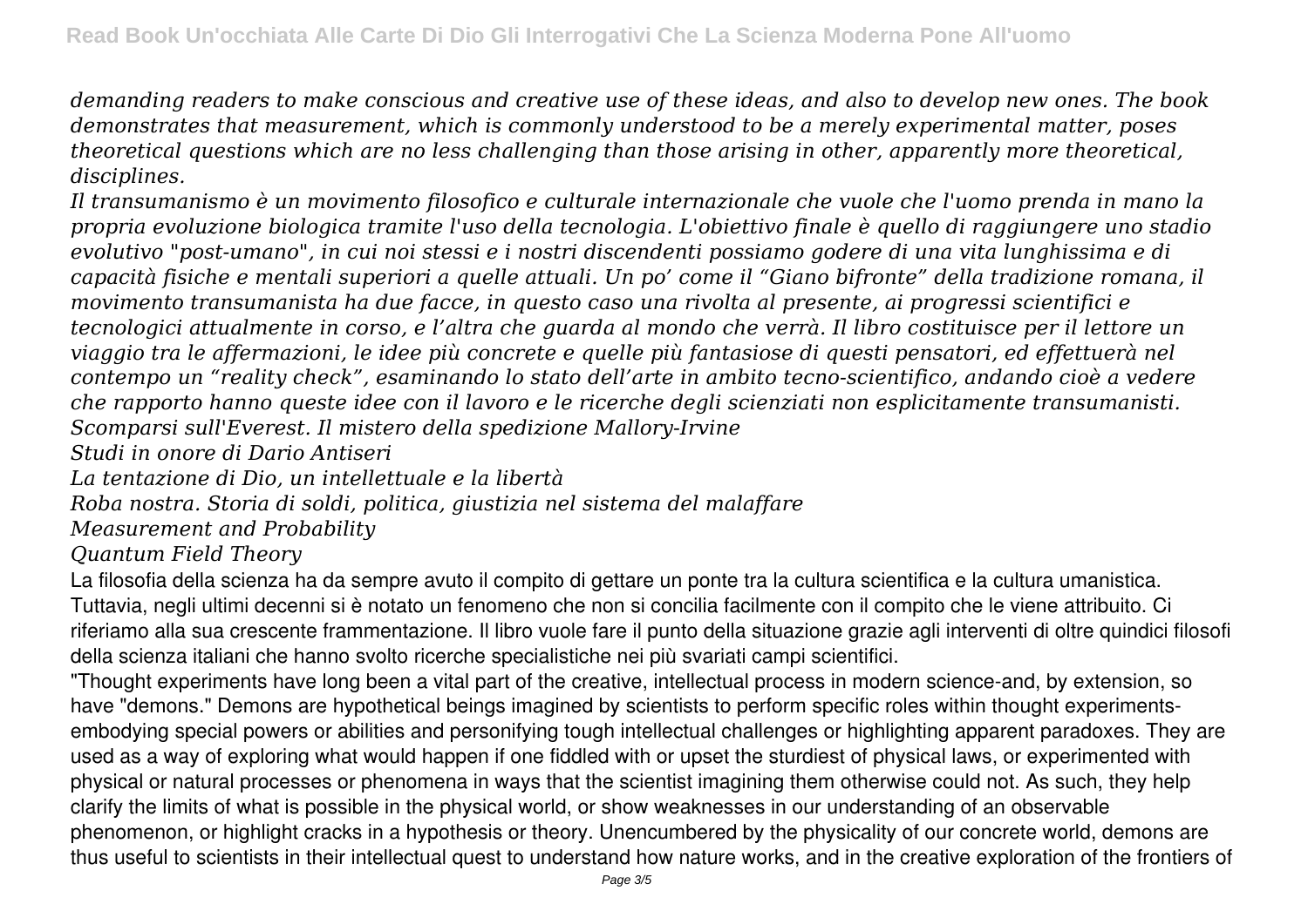*demanding readers to make conscious and creative use of these ideas, and also to develop new ones. The book demonstrates that measurement, which is commonly understood to be a merely experimental matter, poses theoretical questions which are no less challenging than those arising in other, apparently more theoretical, disciplines.*

*Il transumanismo è un movimento filosofico e culturale internazionale che vuole che l'uomo prenda in mano la propria evoluzione biologica tramite l'uso della tecnologia. L'obiettivo finale è quello di raggiungere uno stadio evolutivo "post-umano", in cui noi stessi e i nostri discendenti possiamo godere di una vita lunghissima e di capacità fisiche e mentali superiori a quelle attuali. Un po' come il "Giano bifronte" della tradizione romana, il movimento transumanista ha due facce, in questo caso una rivolta al presente, ai progressi scientifici e tecnologici attualmente in corso, e l'altra che guarda al mondo che verrà. Il libro costituisce per il lettore un viaggio tra le affermazioni, le idee più concrete e quelle più fantasiose di questi pensatori, ed effettuerà nel contempo un "reality check", esaminando lo stato dell'arte in ambito tecno-scientifico, andando cioè a vedere che rapporto hanno queste idee con il lavoro e le ricerche degli scienziati non esplicitamente transumanisti.*

*Scomparsi sull'Everest. Il mistero della spedizione Mallory-Irvine*

*Studi in onore di Dario Antiseri*

*La tentazione di Dio, un intellettuale e la libertà*

*Roba nostra. Storia di soldi, politica, giustizia nel sistema del malaffare*

*Measurement and Probability*

*Quantum Field Theory*

La filosofia della scienza ha da sempre avuto il compito di gettare un ponte tra la cultura scientifica e la cultura umanistica. Tuttavia, negli ultimi decenni si è notato un fenomeno che non si concilia facilmente con il compito che le viene attribuito. Ci riferiamo alla sua crescente frammentazione. Il libro vuole fare il punto della situazione grazie agli interventi di oltre quindici filosofi della scienza italiani che hanno svolto ricerche specialistiche nei più svariati campi scientifici.

"Thought experiments have long been a vital part of the creative, intellectual process in modern science-and, by extension, so have "demons." Demons are hypothetical beings imagined by scientists to perform specific roles within thought experiments-embodying special powers or abilities and personifying tough intellectual challenges or highlighting apparent paradoxes. They are used as a way of exploring what would happen if one fiddled with or upset the sturdiest of physical laws, or experimented with physical or natural processes or phenomena in ways that the scientist imagining them otherwise could not. As such, they help clarify the limits of what is possible in the physical world, or show weaknesses in our understanding of an observable phenomenon, or highlight cracks in a hypothesis or theory. Unencumbered by the physicality of our concrete world, demons are thus useful to scientists in their intellectual quest to understand how nature works, and in the creative exploration of the frontiers of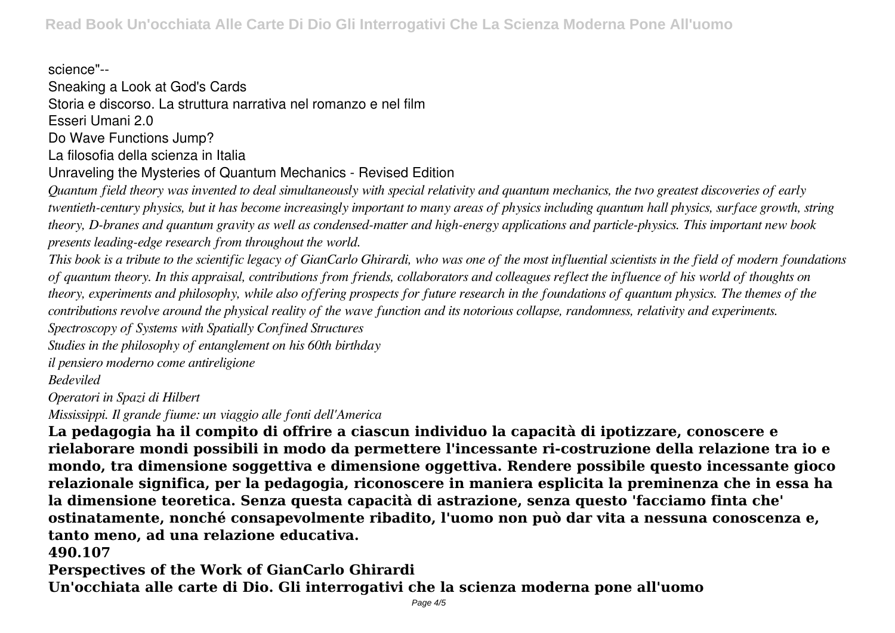science"--

Sneaking a Look at God's Cards

Storia e discorso. La struttura narrativa nel romanzo e nel film

Esseri Umani 2.0

Do Wave Functions Jump?

La filosofia della scienza in Italia

Unraveling the Mysteries of Quantum Mechanics - Revised Edition

*Quantum field theory was invented to deal simultaneously with special relativity and quantum mechanics, the two greatest discoveries of early twentieth-century physics, but it has become increasingly important to many areas of physics including quantum hall physics, surface growth, string theory, D-branes and quantum gravity as well as condensed-matter and high-energy applications and particle-physics. This important new book presents leading-edge research from throughout the world.*

*This book is a tribute to the scientific legacy of GianCarlo Ghirardi, who was one of the most influential scientists in the field of modern foundations of quantum theory. In this appraisal, contributions from friends, collaborators and colleagues reflect the influence of his world of thoughts on theory, experiments and philosophy, while also offering prospects for future research in the foundations of quantum physics. The themes of the contributions revolve around the physical reality of the wave function and its notorious collapse, randomness, relativity and experiments.*

*Spectroscopy of Systems with Spatially Confined Structures*

*Studies in the philosophy of entanglement on his 60th birthday*

*il pensiero moderno come antireligione*

*Bedeviled*

*Operatori in Spazi di Hilbert*

*Mississippi. Il grande fiume: un viaggio alle fonti dell'America*

**La pedagogia ha il compito di offrire a ciascun individuo la capacità di ipotizzare, conoscere e rielaborare mondi possibili in modo da permettere l'incessante ri-costruzione della relazione tra io e mondo, tra dimensione soggettiva e dimensione oggettiva. Rendere possibile questo incessante gioco relazionale significa, per la pedagogia, riconoscere in maniera esplicita la preminenza che in essa ha la dimensione teoretica. Senza questa capacità di astrazione, senza questo 'facciamo finta che' ostinatamente, nonché consapevolmente ribadito, l'uomo non può dar vita a nessuna conoscenza e, tanto meno, ad una relazione educativa.**

**490.107**

**Perspectives of the Work of GianCarlo Ghirardi**

**Un'occhiata alle carte di Dio. Gli interrogativi che la scienza moderna pone all'uomo**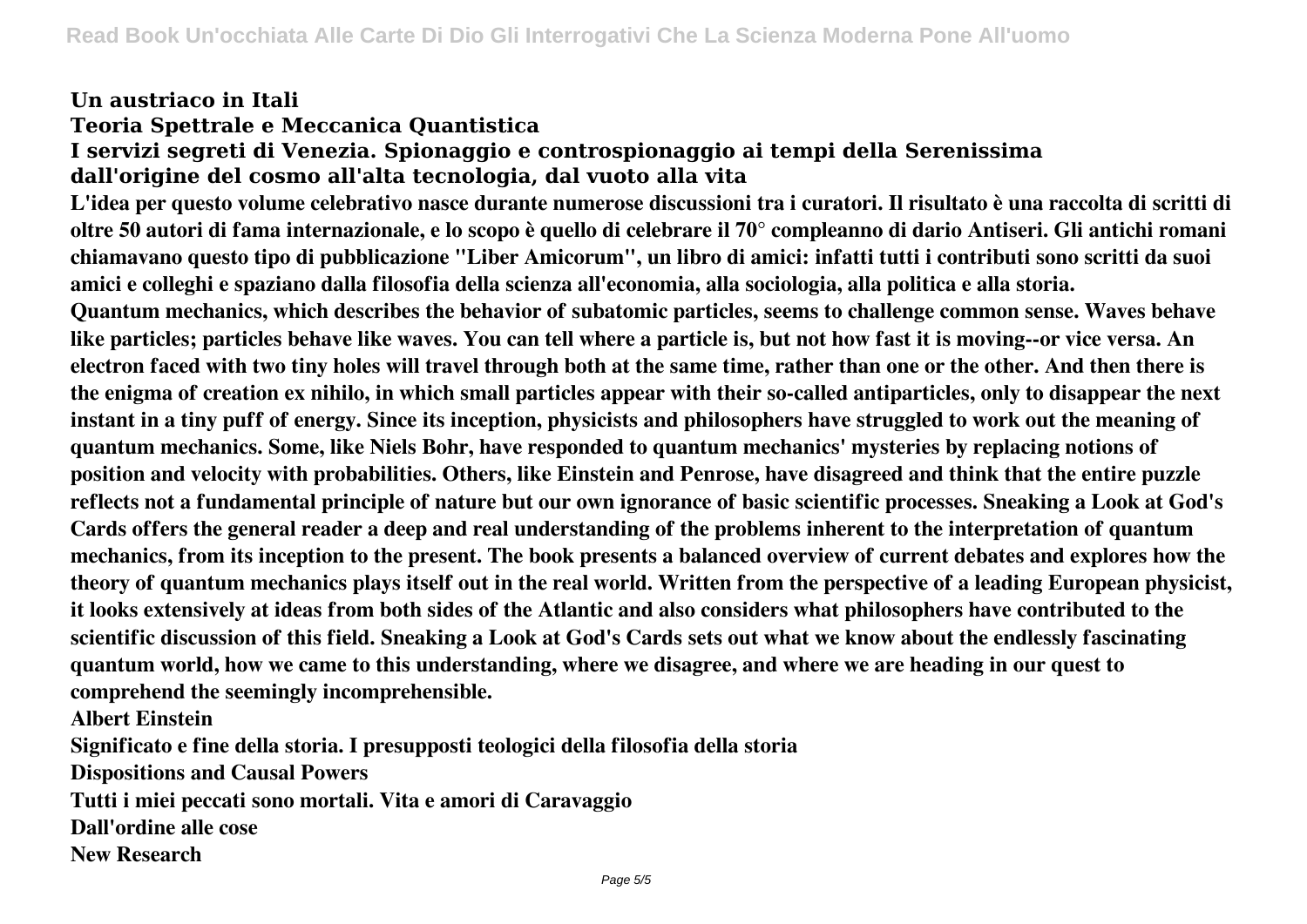**Un austriaco in Itali**

**Teoria Spettrale e Meccanica Quantistica**

**I servizi segreti di Venezia. Spionaggio e controspionaggio ai tempi della Serenissima**

**dall'origine del cosmo all'alta tecnologia, dal vuoto alla vita**

L'idea per questo volume celebrativo nasce durante numerose discussioni tra i curatori. Il risultato è una raccolta di scritti di oltre 50 autori di fama internazionale, e lo scopo è quello di celebrare il 70° compleanno di dario Antiseri. Gli antichi romani chiamavano questo tipo di pubblicazione "Liber Amicorum", un libro di amici: infatti tutti i contributi sono scritti da suoi amici e colleghi e spaziano dalla filosofia della scienza all'economia, alla sociologia, alla politica e alla storia.

Quantum mechanics, which describes the behavior of subatomic particles, seems to challenge common sense. Waves behave like particles; particles behave like waves. You can tell where a particle is, but not how fast it is moving--or vice versa. An electron faced with two tiny holes will travel through both at the same time, rather than one or the other. And then there is the enigma of creation ex nihilo, in which small particles appear with their so-called antiparticles, only to disappear the next instant in a tiny puff of energy. Since its inception, physicists and philosophers have struggled to work out the meaning of quantum mechanics. Some, like Niels Bohr, have responded to quantum mechanics' mysteries by replacing notions of position and velocity with probabilities. Others, like Einstein and Penrose, have disagreed and think that the entire puzzle reflects not a fundamental principle of nature but our own ignorance of basic scientific processes. Sneaking a Look at God's Cards offers the general reader a deep and real understanding of the problems inherent to the interpretation of quantum mechanics, from its inception to the present. The book presents a balanced overview of current debates and explores how the theory of quantum mechanics plays itself out in the real world. Written from the perspective of a leading European physicist, it looks extensively at ideas from both sides of the Atlantic and also considers what philosophers have contributed to the scientific discussion of this field. Sneaking a Look at God's Cards sets out what we know about the endlessly fascinating quantum world, how we came to this understanding, where we disagree, and where we are heading in our quest to comprehend the seemingly incomprehensible.

**Albert Einstein**

**Significato e fine della storia. I presupposti teologici della filosofia della storia**

**Dispositions and Causal Powers**

**Tutti i miei peccati sono mortali. Vita e amori di Caravaggio**

**Dall'ordine alle cose**

**New Research**